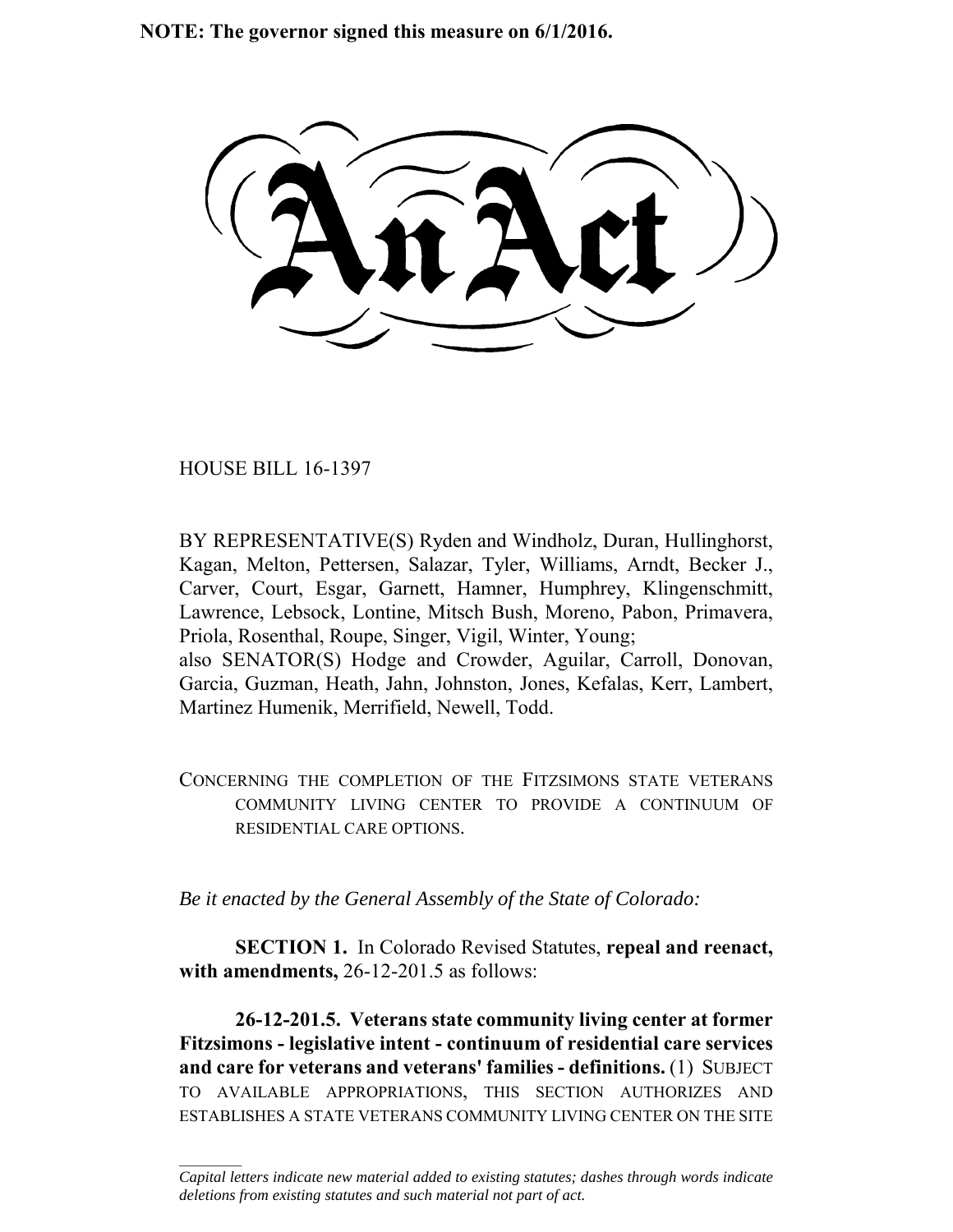**NOTE: The governor signed this measure on 6/1/2016.**

# An Act

HOUSE BILL 16-1397

BY REPRESENTATIVE(S) Ryden and Windholz, Duran, Hullinghorst, Kagan, Melton, Pettersen, Salazar, Tyler, Williams, Arndt, Becker J., Carver, Court, Esgar, Garnett, Hamner, Humphrey, Klingenschmitt, Lawrence, Lebsock, Lontine, Mitsch Bush, Moreno, Pabon, Primavera, Priola, Rosenthal, Roupe, Singer, Vigil, Winter, Young;
also SENATOR(S) Hodge and Crowder, Aguilar, Carroll, Donovan, Garcia, Guzman, Heath, Jahn, Johnston, Jones, Kefalas, Kerr, Lambert, Martinez Humenik, Merrifield, Newell, Todd.

CONCERNING THE COMPLETION OF THE FITZSIMONS STATE VETERANS COMMUNITY LIVING CENTER TO PROVIDE A CONTINUUM OF RESIDENTIAL CARE OPTIONS.

*Be it enacted by the General Assembly of the State of Colorado:*

**SECTION 1.** In Colorado Revised Statutes, **repeal and reenact, with amendments,** 26-12-201.5 as follows:

**26-12-201.5. Veterans state community living center at former Fitzsimons - legislative intent - continuum of residential care services and care for veterans and veterans' families - definitions.** (1) SUBJECT TO AVAILABLE APPROPRIATIONS, THIS SECTION AUTHORIZES AND ESTABLISHES A STATE VETERANS COMMUNITY LIVING CENTER ON THE SITE

*Capital letters indicate new material added to existing statutes; dashes through words indicate deletions from existing statutes and such material not part of act.*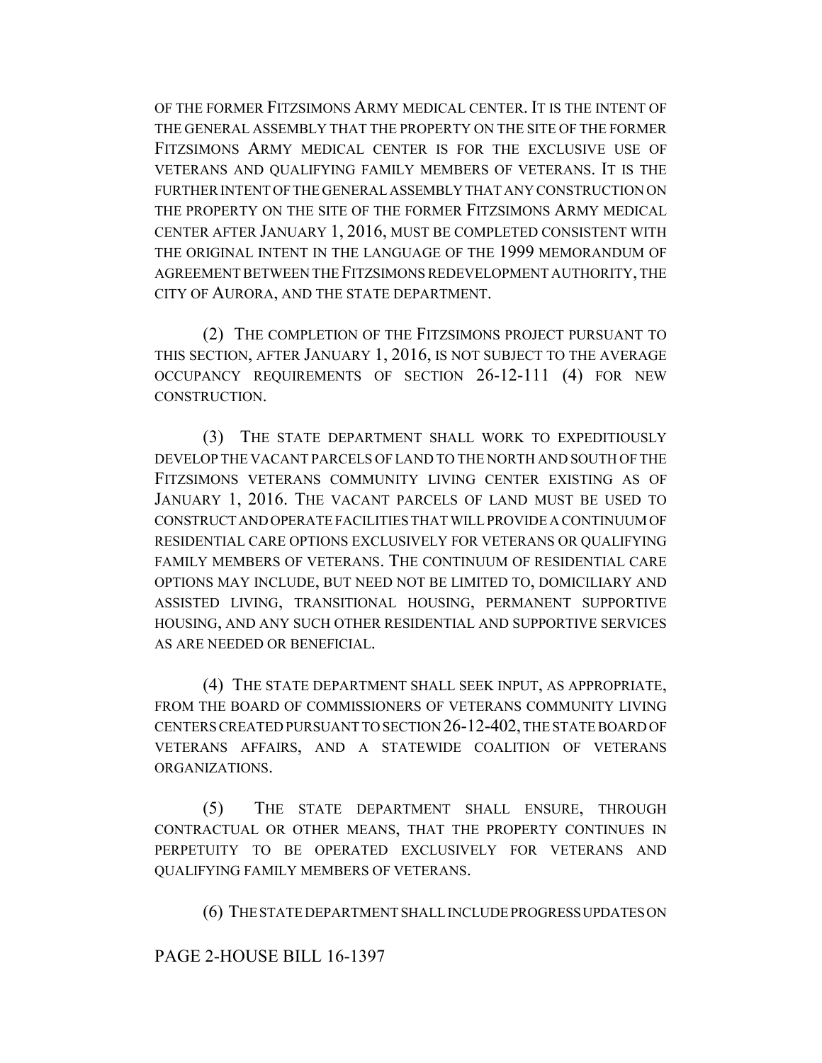OF THE FORMER FITZSIMONS ARMY MEDICAL CENTER. IT IS THE INTENT OF THE GENERAL ASSEMBLY THAT THE PROPERTY ON THE SITE OF THE FORMER FITZSIMONS ARMY MEDICAL CENTER IS FOR THE EXCLUSIVE USE OF VETERANS AND QUALIFYING FAMILY MEMBERS OF VETERANS. IT IS THE FURTHER INTENT OF THE GENERAL ASSEMBLY THAT ANY CONSTRUCTION ON THE PROPERTY ON THE SITE OF THE FORMER FITZSIMONS ARMY MEDICAL CENTER AFTER JANUARY 1, 2016, MUST BE COMPLETED CONSISTENT WITH THE ORIGINAL INTENT IN THE LANGUAGE OF THE 1999 MEMORANDUM OF AGREEMENT BETWEEN THE FITZSIMONS REDEVELOPMENT AUTHORITY, THE CITY OF AURORA, AND THE STATE DEPARTMENT.

(2) THE COMPLETION OF THE FITZSIMONS PROJECT PURSUANT TO THIS SECTION, AFTER JANUARY 1, 2016, IS NOT SUBJECT TO THE AVERAGE OCCUPANCY REQUIREMENTS OF SECTION 26-12-111 (4) FOR NEW CONSTRUCTION.

(3) THE STATE DEPARTMENT SHALL WORK TO EXPEDITIOUSLY DEVELOP THE VACANT PARCELS OF LAND TO THE NORTH AND SOUTH OF THE FITZSIMONS VETERANS COMMUNITY LIVING CENTER EXISTING AS OF JANUARY 1, 2016. THE VACANT PARCELS OF LAND MUST BE USED TO CONSTRUCT AND OPERATE FACILITIES THAT WILL PROVIDE A CONTINUUM OF RESIDENTIAL CARE OPTIONS EXCLUSIVELY FOR VETERANS OR QUALIFYING FAMILY MEMBERS OF VETERANS. THE CONTINUUM OF RESIDENTIAL CARE OPTIONS MAY INCLUDE, BUT NEED NOT BE LIMITED TO, DOMICILIARY AND ASSISTED LIVING, TRANSITIONAL HOUSING, PERMANENT SUPPORTIVE HOUSING, AND ANY SUCH OTHER RESIDENTIAL AND SUPPORTIVE SERVICES AS ARE NEEDED OR BENEFICIAL.

(4) THE STATE DEPARTMENT SHALL SEEK INPUT, AS APPROPRIATE, FROM THE BOARD OF COMMISSIONERS OF VETERANS COMMUNITY LIVING CENTERS CREATED PURSUANT TO SECTION 26-12-402, THE STATE BOARD OF VETERANS AFFAIRS, AND A STATEWIDE COALITION OF VETERANS ORGANIZATIONS.

(5) THE STATE DEPARTMENT SHALL ENSURE, THROUGH CONTRACTUAL OR OTHER MEANS, THAT THE PROPERTY CONTINUES IN PERPETUITY TO BE OPERATED EXCLUSIVELY FOR VETERANS AND QUALIFYING FAMILY MEMBERS OF VETERANS.

(6) THE STATE DEPARTMENT SHALL INCLUDE PROGRESS UPDATES ON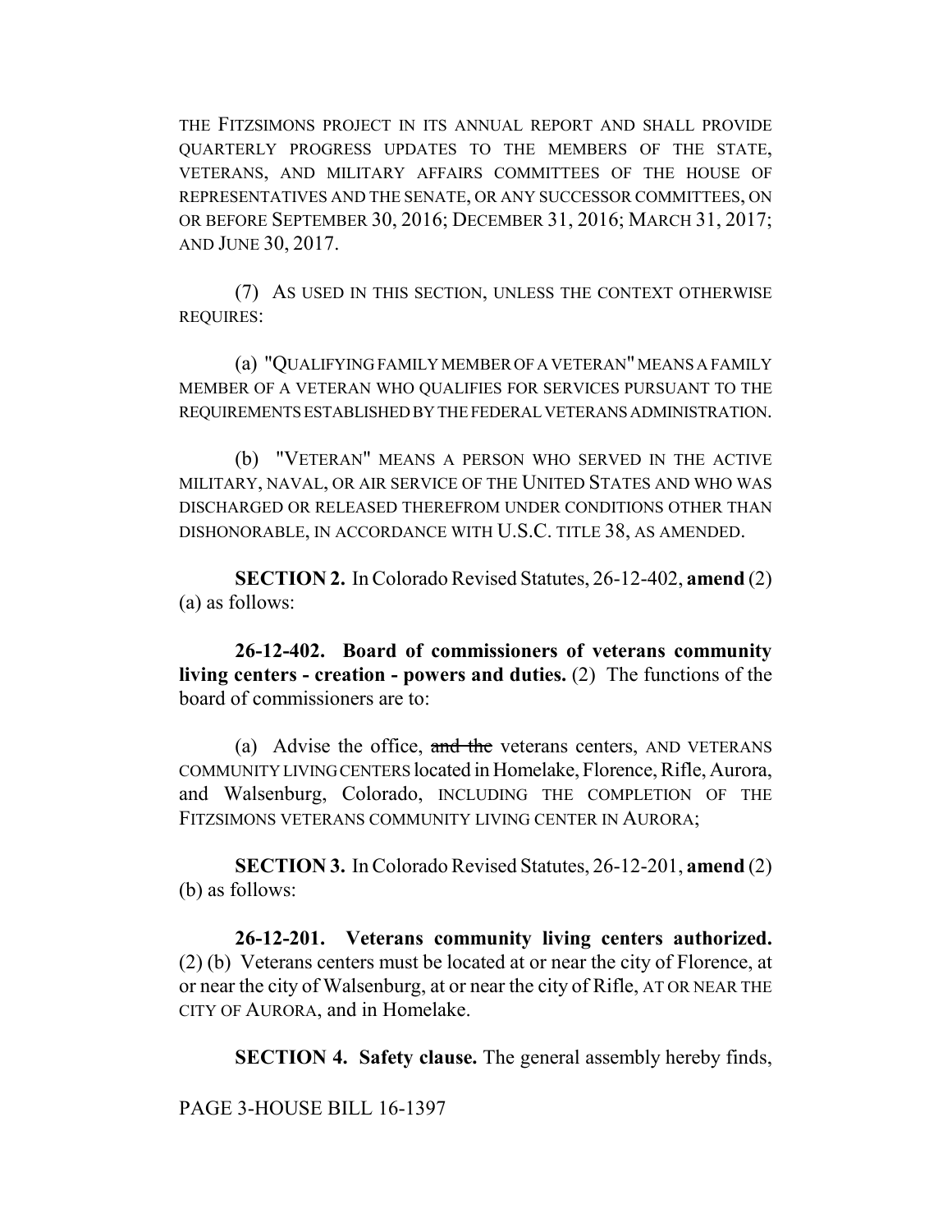THE FITZSIMONS PROJECT IN ITS ANNUAL REPORT AND SHALL PROVIDE QUARTERLY PROGRESS UPDATES TO THE MEMBERS OF THE STATE, VETERANS, AND MILITARY AFFAIRS COMMITTEES OF THE HOUSE OF REPRESENTATIVES AND THE SENATE, OR ANY SUCCESSOR COMMITTEES, ON OR BEFORE SEPTEMBER 30, 2016; DECEMBER 31, 2016; MARCH 31, 2017; AND JUNE 30, 2017.

(7) AS USED IN THIS SECTION, UNLESS THE CONTEXT OTHERWISE REQUIRES:

(a) "QUALIFYING FAMILY MEMBER OF A VETERAN" MEANS A FAMILY MEMBER OF A VETERAN WHO QUALIFIES FOR SERVICES PURSUANT TO THE REQUIREMENTS ESTABLISHED BY THE FEDERAL VETERANS ADMINISTRATION.

(b) "VETERAN" MEANS A PERSON WHO SERVED IN THE ACTIVE MILITARY, NAVAL, OR AIR SERVICE OF THE UNITED STATES AND WHO WAS DISCHARGED OR RELEASED THEREFROM UNDER CONDITIONS OTHER THAN DISHONORABLE, IN ACCORDANCE WITH U.S.C. TITLE 38, AS AMENDED.

**SECTION 2.** In Colorado Revised Statutes, 26-12-402, **amend** (2) (a) as follows:

**26-12-402. Board of commissioners of veterans community living centers - creation - powers and duties.** (2) The functions of the board of commissioners are to:

(a) Advise the office, ~~and the~~ veterans centers, AND VETERANS COMMUNITY LIVING CENTERS located in Homelake, Florence, Rifle, Aurora, and Walsenburg, Colorado, INCLUDING THE COMPLETION OF THE FITZSIMONS VETERANS COMMUNITY LIVING CENTER IN AURORA;

**SECTION 3.** In Colorado Revised Statutes, 26-12-201, **amend** (2) (b) as follows:

**26-12-201. Veterans community living centers authorized.** (2) (b) Veterans centers must be located at or near the city of Florence, at or near the city of Walsenburg, at or near the city of Rifle, AT OR NEAR THE CITY OF AURORA, and in Homelake.

**SECTION 4. Safety clause.** The general assembly hereby finds,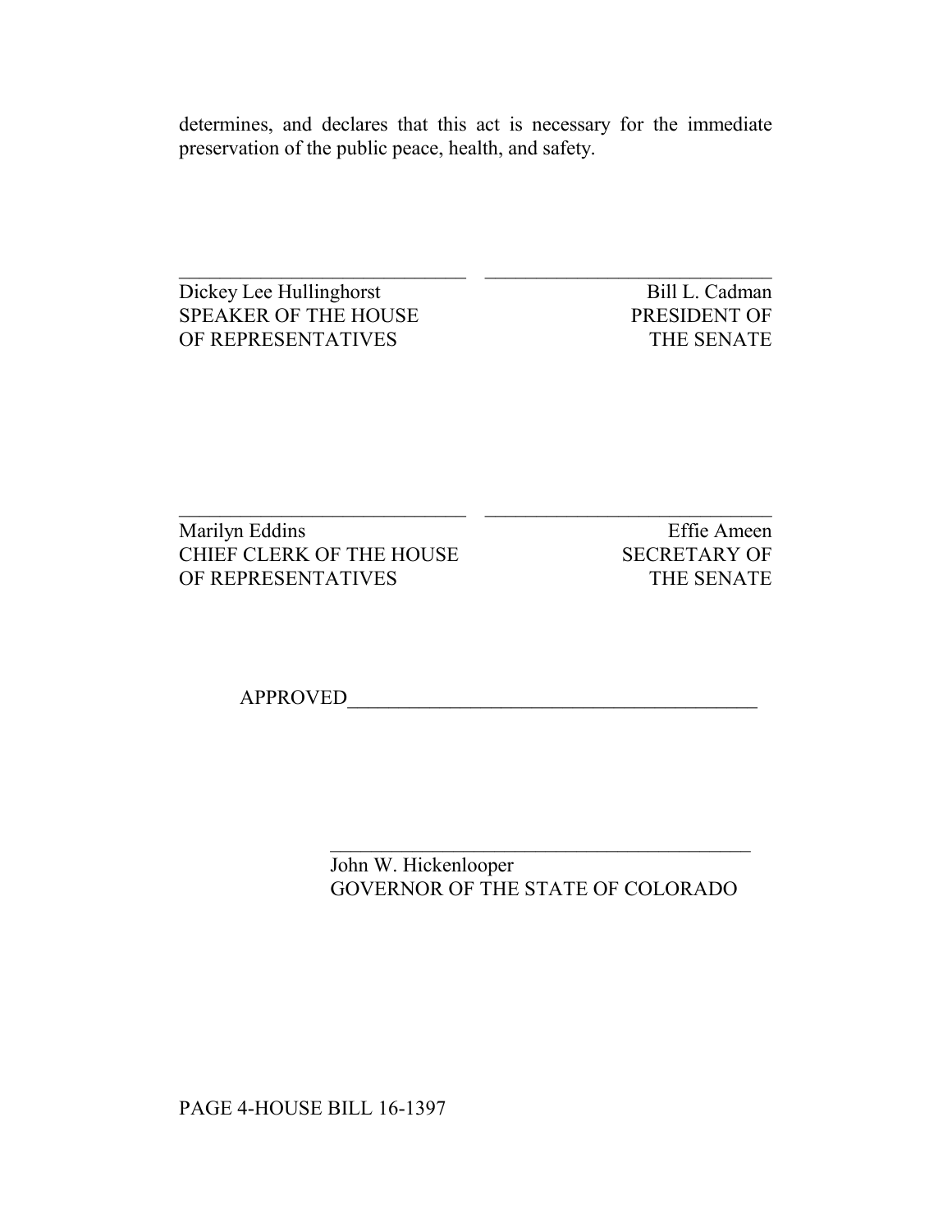determines, and declares that this act is necessary for the immediate preservation of the public peace, health, and safety.

____________________________ ____________________________

Dickey Lee Hullinghorst
SPEAKER OF THE HOUSE
OF REPRESENTATIVES

Bill L. Cadman
PRESIDENT OF
THE SENATE

____________________________ ____________________________

Marilyn Eddins
CHIEF CLERK OF THE HOUSE
OF REPRESENTATIVES

Effie Ameen
SECRETARY OF
THE SENATE

APPROVED________________________________________

_________________________________________

John W. Hickenlooper
GOVERNOR OF THE STATE OF COLORADO

PAGE 4-HOUSE BILL 16-1397